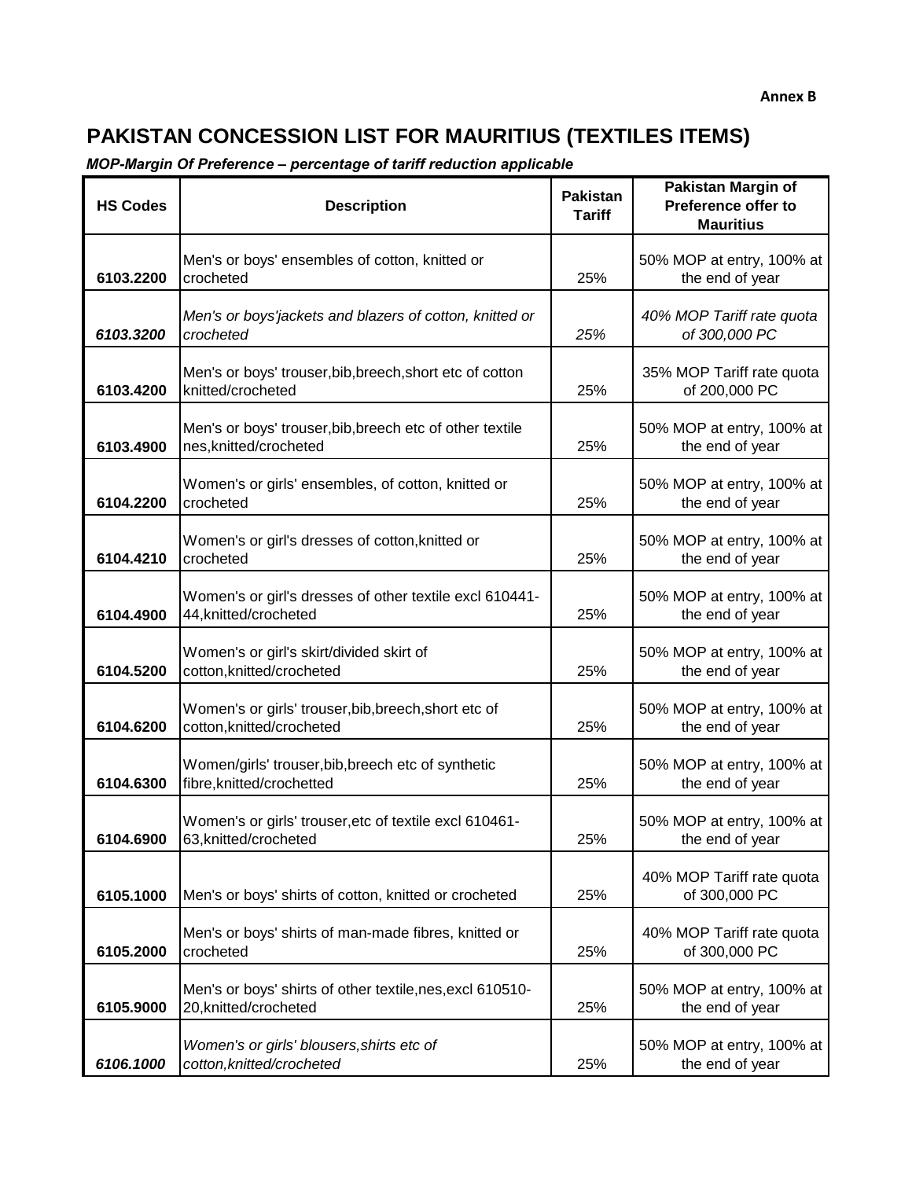**Annex B**

# PAKISTAN CONCESSION LIST FOR MAURITIUS (TEXTILES ITEMS)

***MOP-Margin Of Preference – percentage of tariff reduction applicable***

| HS Codes | Description | Pakistan Tariff | Pakistan Margin of Preference offer to Mauritius |
|---|---|---|---|
| 6103.2200 | Men's or boys' ensembles of cotton, knitted or crocheted | 25% | 50% MOP at entry, 100% at the end of year |
| *6103.3200* | *Men's or boys'jackets and blazers of cotton, knitted or crocheted* | *25%* | *40% MOP Tariff rate quota of 300,000 PC* |
| 6103.4200 | Men's or boys' trouser,bib,breech,short etc of cotton knitted/crocheted | 25% | 35% MOP Tariff rate quota of 200,000 PC |
| 6103.4900 | Men's or boys' trouser,bib,breech etc of other textile nes,knitted/crocheted | 25% | 50% MOP at entry, 100% at the end of year |
| 6104.2200 | Women's or girls' ensembles, of cotton, knitted or crocheted | 25% | 50% MOP at entry, 100% at the end of year |
| 6104.4210 | Women's or girl's dresses of cotton,knitted or crocheted | 25% | 50% MOP at entry, 100% at the end of year |
| 6104.4900 | Women's or girl's dresses of other textile excl 610441-44,knitted/crocheted | 25% | 50% MOP at entry, 100% at the end of year |
| 6104.5200 | Women's or girl's skirt/divided skirt of cotton,knitted/crocheted | 25% | 50% MOP at entry, 100% at the end of year |
| 6104.6200 | Women's or girls' trouser,bib,breech,short etc of cotton,knitted/crocheted | 25% | 50% MOP at entry, 100% at the end of year |
| 6104.6300 | Women/girls' trouser,bib,breech etc of synthetic fibre,knitted/crochetted | 25% | 50% MOP at entry, 100% at the end of year |
| 6104.6900 | Women's or girls' trouser,etc of textile excl 610461-63,knitted/crocheted | 25% | 50% MOP at entry, 100% at the end of year |
| 6105.1000 | Men's or boys' shirts of cotton, knitted or crocheted | 25% | 40% MOP Tariff rate quota of 300,000 PC |
| 6105.2000 | Men's or boys' shirts of man-made fibres, knitted or crocheted | 25% | 40% MOP Tariff rate quota of 300,000 PC |
| 6105.9000 | Men's or boys' shirts of other textile,nes,excl 610510-20,knitted/crocheted | 25% | 50% MOP at entry, 100% at the end of year |
| *6106.1000* | *Women's or girls' blousers,shirts etc of cotton,knitted/crocheted* | 25% | 50% MOP at entry, 100% at the end of year |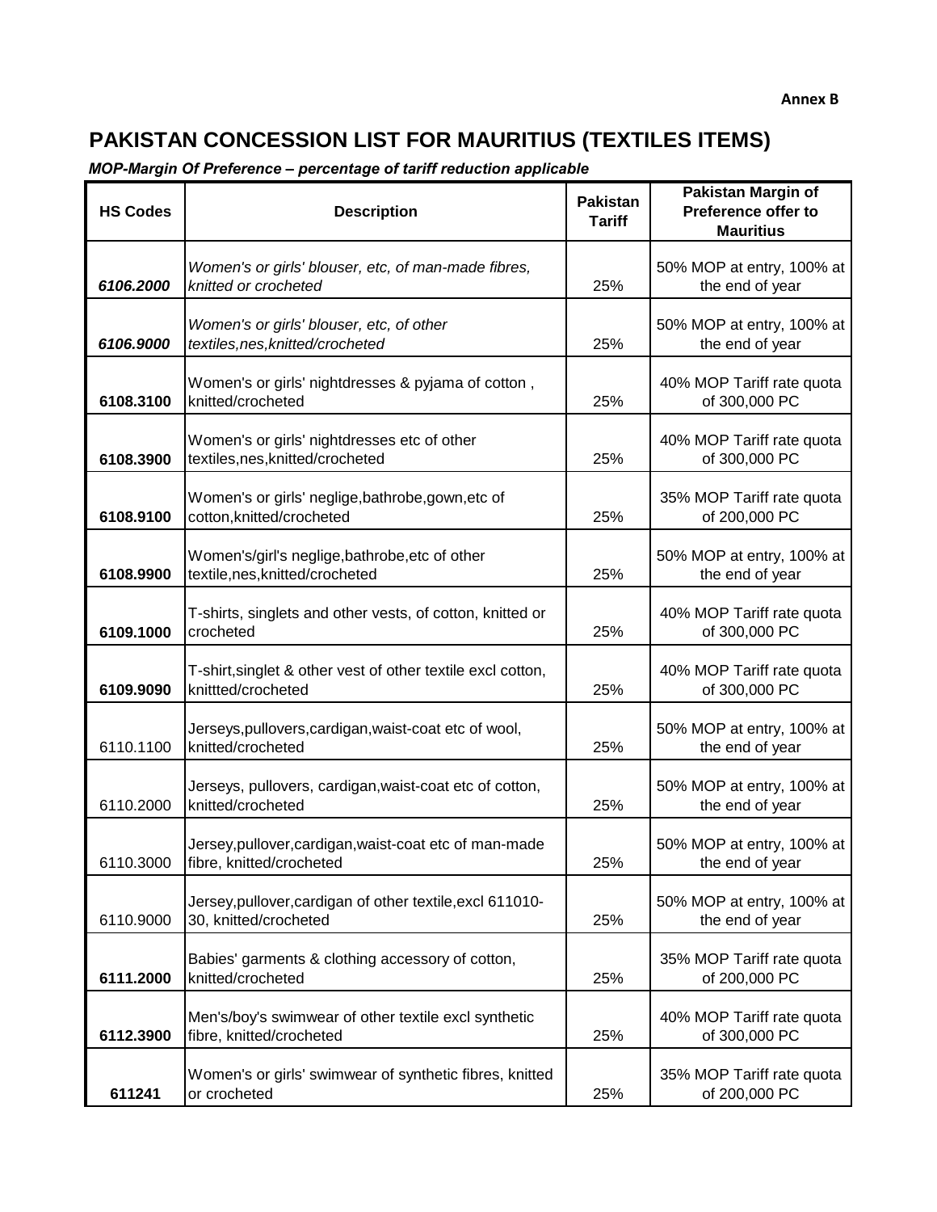**Annex B**

# PAKISTAN CONCESSION LIST FOR MAURITIUS (TEXTILES ITEMS)

***MOP-Margin Of Preference – percentage of tariff reduction applicable***

| HS Codes | Description | Pakistan Tariff | Pakistan Margin of Preference offer to Mauritius |
|---|---|---|---|
| ***6106.2000*** | *Women's or girls' blouser, etc, of man-made fibres, knitted or crocheted* | 25% | 50% MOP at entry, 100% at the end of year |
| ***6106.9000*** | *Women's or girls' blouser, etc, of other textiles,nes,knitted/crocheted* | 25% | 50% MOP at entry, 100% at the end of year |
| **6108.3100** | Women's or girls' nightdresses & pyjama of cotton , knitted/crocheted | 25% | 40% MOP Tariff rate quota of 300,000 PC |
| **6108.3900** | Women's or girls' nightdresses etc of other textiles,nes,knitted/crocheted | 25% | 40% MOP Tariff rate quota of 300,000 PC |
| **6108.9100** | Women's or girls' neglige,bathrobe,gown,etc of cotton,knitted/crocheted | 25% | 35% MOP Tariff rate quota of 200,000 PC |
| **6108.9900** | Women's/girl's neglige,bathrobe,etc of other textile,nes,knitted/crocheted | 25% | 50% MOP at entry, 100% at the end of year |
| **6109.1000** | T-shirts, singlets and other vests, of cotton, knitted or crocheted | 25% | 40% MOP Tariff rate quota of 300,000 PC |
| **6109.9090** | T-shirt,singlet & other vest of other textile excl cotton, knittted/crocheted | 25% | 40% MOP Tariff rate quota of 300,000 PC |
| 6110.1100 | Jerseys,pullovers,cardigan,waist-coat etc of wool, knitted/crocheted | 25% | 50% MOP at entry, 100% at the end of year |
| 6110.2000 | Jerseys, pullovers, cardigan,waist-coat etc of cotton, knitted/crocheted | 25% | 50% MOP at entry, 100% at the end of year |
| 6110.3000 | Jersey,pullover,cardigan,waist-coat etc of man-made fibre, knitted/crocheted | 25% | 50% MOP at entry, 100% at the end of year |
| 6110.9000 | Jersey,pullover,cardigan of other textile,excl 611010-30, knitted/crocheted | 25% | 50% MOP at entry, 100% at the end of year |
| **6111.2000** | Babies' garments & clothing accessory of cotton, knitted/crocheted | 25% | 35% MOP Tariff rate quota of 200,000 PC |
| **6112.3900** | Men's/boy's swimwear of other textile excl synthetic fibre, knitted/crocheted | 25% | 40% MOP Tariff rate quota of 300,000 PC |
| **611241** | Women's or girls' swimwear of synthetic fibres, knitted or crocheted | 25% | 35% MOP Tariff rate quota of 200,000 PC |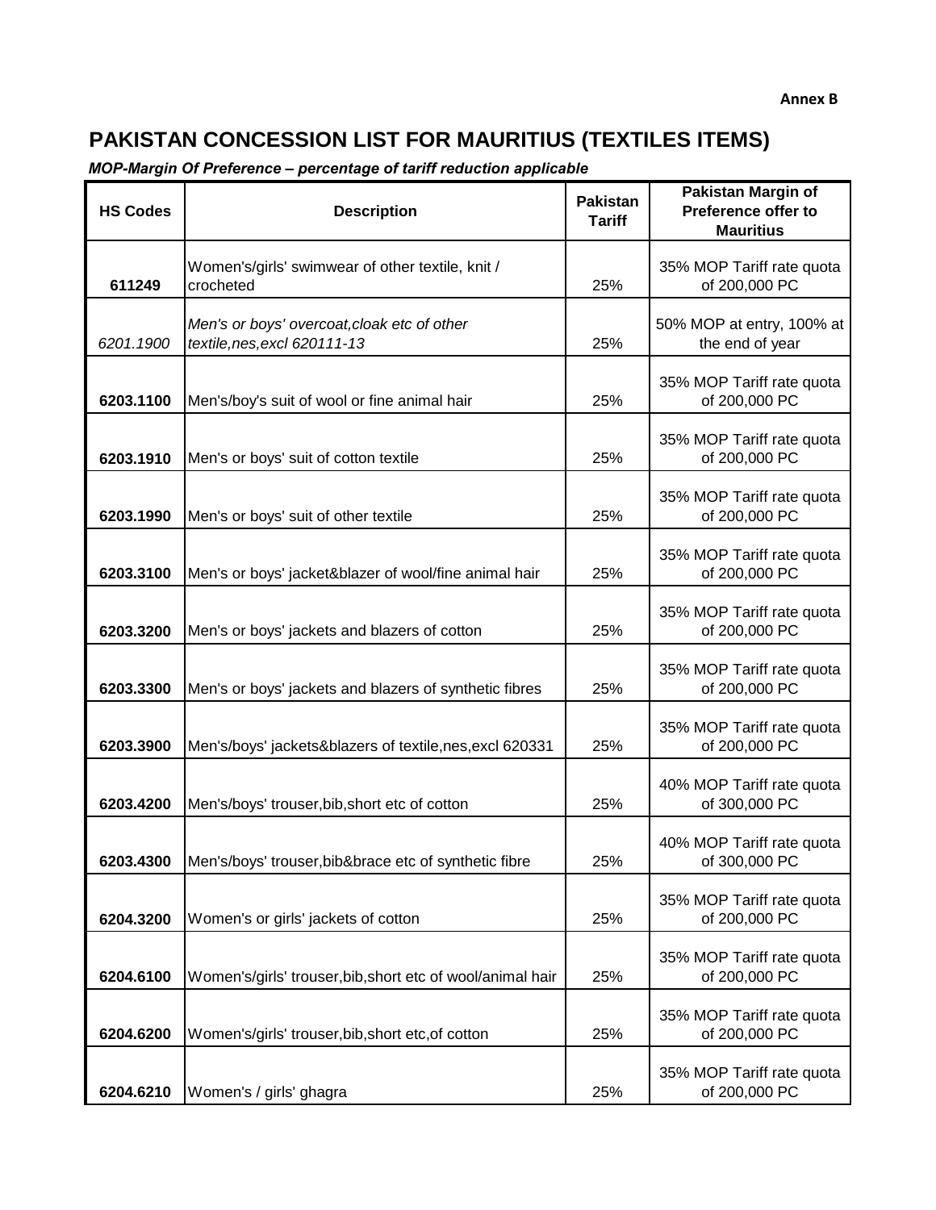**Annex B**

# PAKISTAN CONCESSION LIST FOR MAURITIUS (TEXTILES ITEMS)

***MOP-Margin Of Preference – percentage of tariff reduction applicable***

| HS Codes | Description | Pakistan Tariff | Pakistan Margin of Preference offer to Mauritius |
|---|---|---|---|
| **611249** | Women's/girls' swimwear of other textile, knit / crocheted | 25% | 35% MOP Tariff rate quota of 200,000 PC |
| *6201.1900* | *Men's or boys' overcoat,cloak etc of other textile,nes,excl 620111-13* | 25% | 50% MOP at entry, 100% at the end of year |
| **6203.1100** | Men's/boy's suit of wool or fine animal hair | 25% | 35% MOP Tariff rate quota of 200,000 PC |
| **6203.1910** | Men's or boys' suit of cotton textile | 25% | 35% MOP Tariff rate quota of 200,000 PC |
| **6203.1990** | Men's or boys' suit of other textile | 25% | 35% MOP Tariff rate quota of 200,000 PC |
| **6203.3100** | Men's or boys' jacket&blazer of wool/fine animal hair | 25% | 35% MOP Tariff rate quota of 200,000 PC |
| **6203.3200** | Men's or boys' jackets and blazers of cotton | 25% | 35% MOP Tariff rate quota of 200,000 PC |
| **6203.3300** | Men's or boys' jackets and blazers of synthetic fibres | 25% | 35% MOP Tariff rate quota of 200,000 PC |
| **6203.3900** | Men's/boys' jackets&blazers of textile,nes,excl 620331 | 25% | 35% MOP Tariff rate quota of 200,000 PC |
| **6203.4200** | Men's/boys' trouser,bib,short etc of cotton | 25% | 40% MOP Tariff rate quota of 300,000 PC |
| **6203.4300** | Men's/boys' trouser,bib&brace etc of synthetic fibre | 25% | 40% MOP Tariff rate quota of 300,000 PC |
| **6204.3200** | Women's or girls' jackets of cotton | 25% | 35% MOP Tariff rate quota of 200,000 PC |
| **6204.6100** | Women's/girls' trouser,bib,short etc of wool/animal hair | 25% | 35% MOP Tariff rate quota of 200,000 PC |
| **6204.6200** | Women's/girls' trouser,bib,short etc,of cotton | 25% | 35% MOP Tariff rate quota of 200,000 PC |
| **6204.6210** | Women's / girls' ghagra | 25% | 35% MOP Tariff rate quota of 200,000 PC |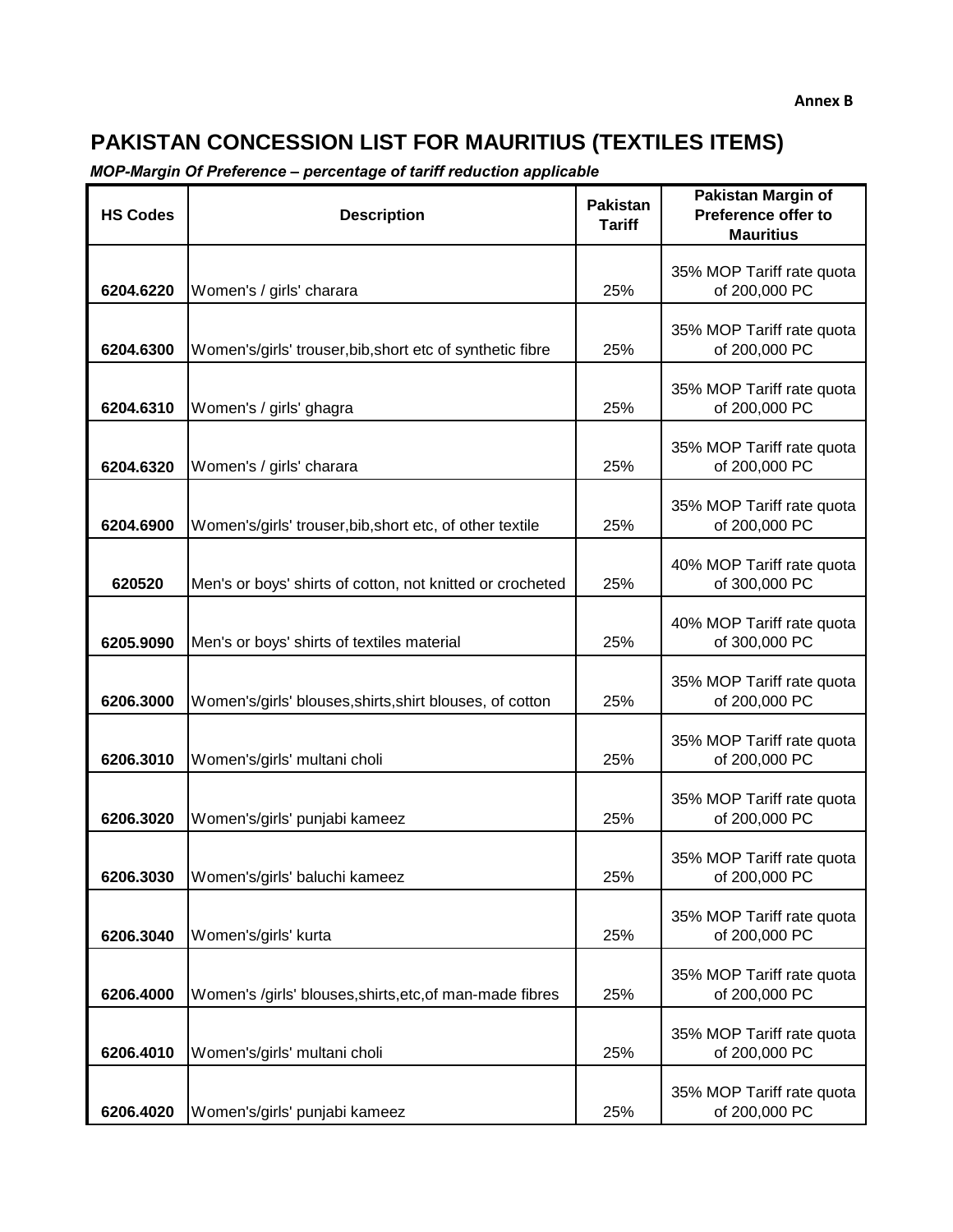**Annex B**

# PAKISTAN CONCESSION LIST FOR MAURITIUS (TEXTILES ITEMS)

***MOP-Margin Of Preference – percentage of tariff reduction applicable***

| HS Codes | Description | Pakistan Tariff | Pakistan Margin of Preference offer to Mauritius |
|---|---|---|---|
| 6204.6220 | Women's / girls' charara | 25% | 35% MOP Tariff rate quota of 200,000 PC |
| 6204.6300 | Women's/girls' trouser,bib,short etc of synthetic fibre | 25% | 35% MOP Tariff rate quota of 200,000 PC |
| 6204.6310 | Women's / girls' ghagra | 25% | 35% MOP Tariff rate quota of 200,000 PC |
| 6204.6320 | Women's / girls' charara | 25% | 35% MOP Tariff rate quota of 200,000 PC |
| 6204.6900 | Women's/girls' trouser,bib,short etc, of other textile | 25% | 35% MOP Tariff rate quota of 200,000 PC |
| 620520 | Men's or boys' shirts of cotton, not knitted or crocheted | 25% | 40% MOP Tariff rate quota of 300,000 PC |
| 6205.9090 | Men's or boys' shirts of textiles material | 25% | 40% MOP Tariff rate quota of 300,000 PC |
| 6206.3000 | Women's/girls' blouses,shirts,shirt blouses, of cotton | 25% | 35% MOP Tariff rate quota of 200,000 PC |
| 6206.3010 | Women's/girls' multani choli | 25% | 35% MOP Tariff rate quota of 200,000 PC |
| 6206.3020 | Women's/girls' punjabi kameez | 25% | 35% MOP Tariff rate quota of 200,000 PC |
| 6206.3030 | Women's/girls' baluchi kameez | 25% | 35% MOP Tariff rate quota of 200,000 PC |
| 6206.3040 | Women's/girls' kurta | 25% | 35% MOP Tariff rate quota of 200,000 PC |
| 6206.4000 | Women's /girls' blouses,shirts,etc,of man-made fibres | 25% | 35% MOP Tariff rate quota of 200,000 PC |
| 6206.4010 | Women's/girls' multani choli | 25% | 35% MOP Tariff rate quota of 200,000 PC |
| 6206.4020 | Women's/girls' punjabi kameez | 25% | 35% MOP Tariff rate quota of 200,000 PC |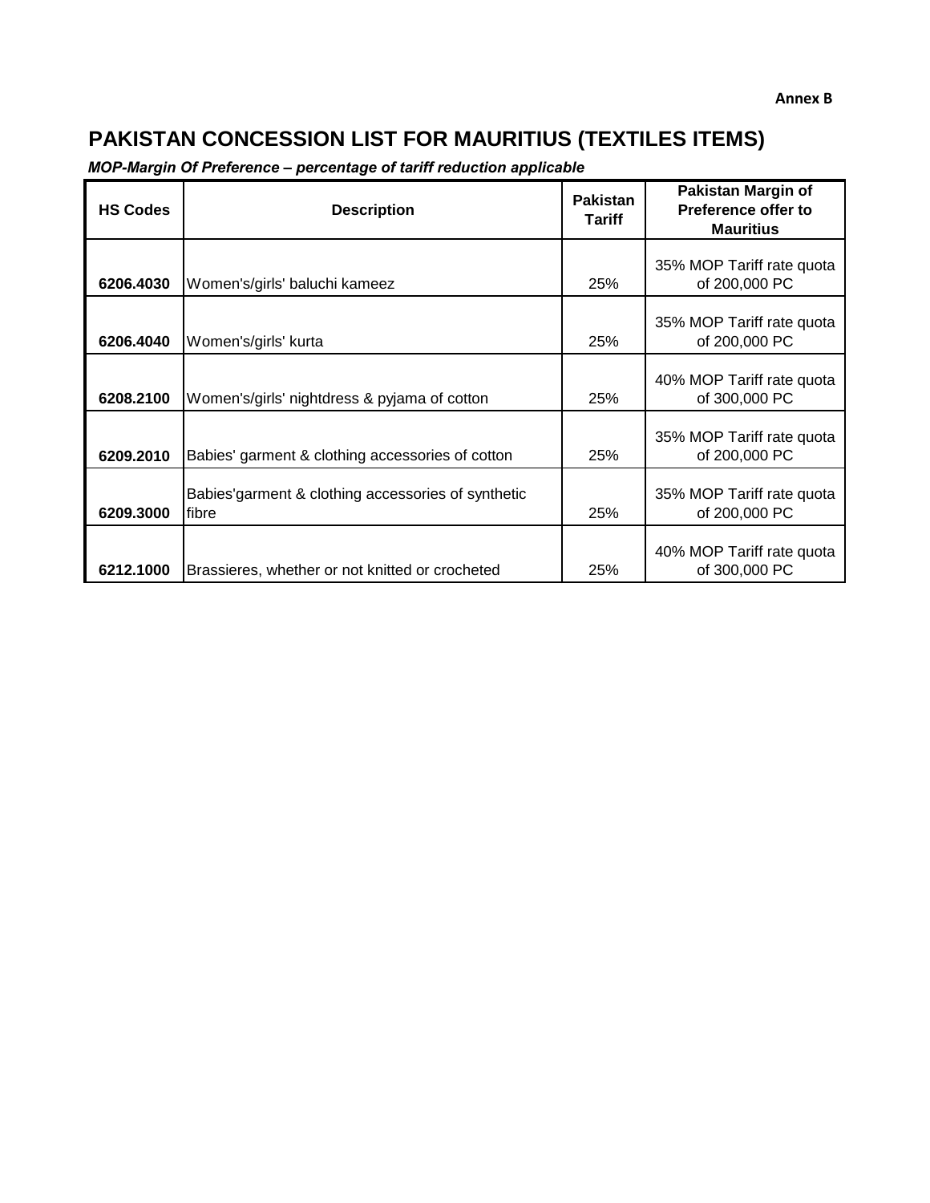**Annex B**

# PAKISTAN CONCESSION LIST FOR MAURITIUS (TEXTILES ITEMS)

***MOP-Margin Of Preference – percentage of tariff reduction applicable***

| HS Codes | Description | Pakistan Tariff | Pakistan Margin of Preference offer to Mauritius |
|---|---|---|---|
| **6206.4030** | Women's/girls' baluchi kameez | 25% | 35% MOP Tariff rate quota of 200,000 PC |
| **6206.4040** | Women's/girls' kurta | 25% | 35% MOP Tariff rate quota of 200,000 PC |
| **6208.2100** | Women's/girls' nightdress & pyjama of cotton | 25% | 40% MOP Tariff rate quota of 300,000 PC |
| **6209.2010** | Babies' garment & clothing accessories of cotton | 25% | 35% MOP Tariff rate quota of 200,000 PC |
| **6209.3000** | Babies'garment & clothing accessories of synthetic fibre | 25% | 35% MOP Tariff rate quota of 200,000 PC |
| **6212.1000** | Brassieres, whether or not knitted or crocheted | 25% | 40% MOP Tariff rate quota of 300,000 PC |